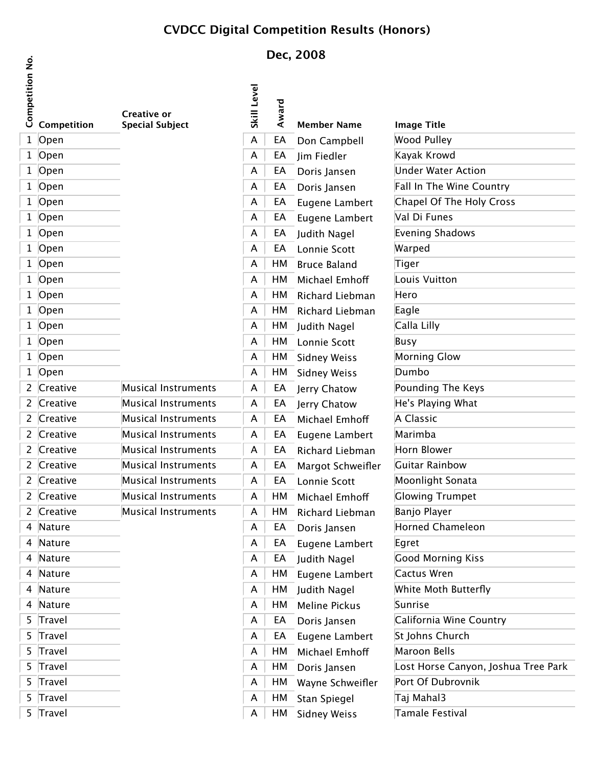# CVDCC Digital Competition Results (Honors)

## Dec, 2008

| Competition No. | Competition | Creative or Special Subject | Skill Level | Award | Member Name | Image Title |
|---|---|---|---|---|---|---|
| 1 | Open | | A | EA | Don Campbell | Wood Pulley |
| 1 | Open | | A | EA | Jim Fiedler | Kayak Krowd |
| 1 | Open | | A | EA | Doris Jansen | Under Water Action |
| 1 | Open | | A | EA | Doris Jansen | Fall In The Wine Country |
| 1 | Open | | A | EA | Eugene Lambert | Chapel Of The Holy Cross |
| 1 | Open | | A | EA | Eugene Lambert | Val Di Funes |
| 1 | Open | | A | EA | Judith Nagel | Evening Shadows |
| 1 | Open | | A | EA | Lonnie Scott | Warped |
| 1 | Open | | A | HM | Bruce Baland | Tiger |
| 1 | Open | | A | HM | Michael Emhoff | Louis Vuitton |
| 1 | Open | | A | HM | Richard Liebman | Hero |
| 1 | Open | | A | HM | Richard Liebman | Eagle |
| 1 | Open | | A | HM | Judith Nagel | Calla Lilly |
| 1 | Open | | A | HM | Lonnie Scott | Busy |
| 1 | Open | | A | HM | Sidney Weiss | Morning Glow |
| 1 | Open | | A | HM | Sidney Weiss | Dumbo |
| 2 | Creative | Musical Instruments | A | EA | Jerry Chatow | Pounding The Keys |
| 2 | Creative | Musical Instruments | A | EA | Jerry Chatow | He's Playing What |
| 2 | Creative | Musical Instruments | A | EA | Michael Emhoff | A Classic |
| 2 | Creative | Musical Instruments | A | EA | Eugene Lambert | Marimba |
| 2 | Creative | Musical Instruments | A | EA | Richard Liebman | Horn Blower |
| 2 | Creative | Musical Instruments | A | EA | Margot Schweifler | Guitar Rainbow |
| 2 | Creative | Musical Instruments | A | EA | Lonnie Scott | Moonlight Sonata |
| 2 | Creative | Musical Instruments | A | HM | Michael Emhoff | Glowing Trumpet |
| 2 | Creative | Musical Instruments | A | HM | Richard Liebman | Banjo Player |
| 4 | Nature | | A | EA | Doris Jansen | Horned Chameleon |
| 4 | Nature | | A | EA | Eugene Lambert | Egret |
| 4 | Nature | | A | EA | Judith Nagel | Good Morning Kiss |
| 4 | Nature | | A | HM | Eugene Lambert | Cactus Wren |
| 4 | Nature | | A | HM | Judith Nagel | White Moth Butterfly |
| 4 | Nature | | A | HM | Meline Pickus | Sunrise |
| 5 | Travel | | A | EA | Doris Jansen | California Wine Country |
| 5 | Travel | | A | EA | Eugene Lambert | St Johns Church |
| 5 | Travel | | A | HM | Michael Emhoff | Maroon Bells |
| 5 | Travel | | A | HM | Doris Jansen | Lost Horse Canyon, Joshua Tree Park |
| 5 | Travel | | A | HM | Wayne Schweifler | Port Of Dubrovnik |
| 5 | Travel | | A | HM | Stan Spiegel | Taj Mahal3 |
| 5 | Travel | | A | HM | Sidney Weiss | Tamale Festival |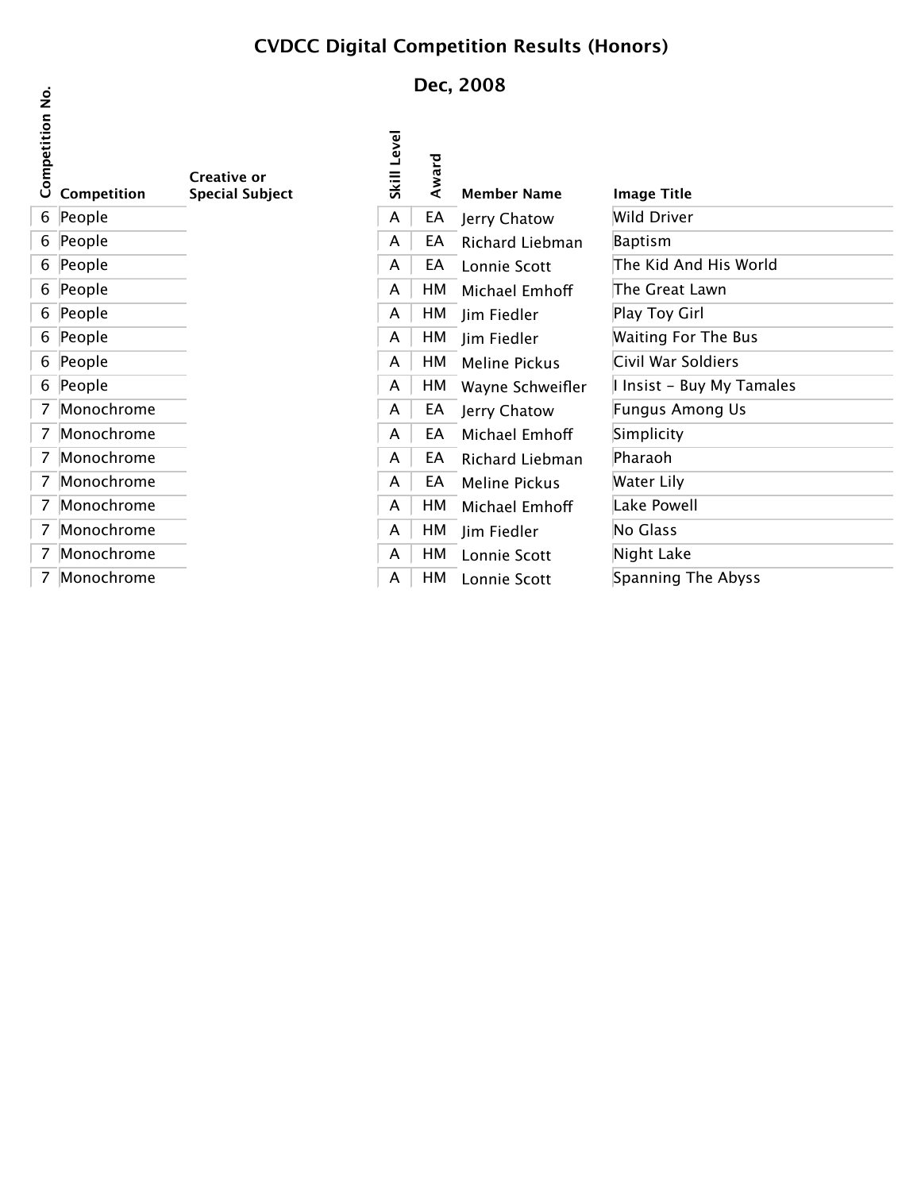# CVDCC Digital Competition Results (Honors)

## Dec, 2008

| Competition No. | Competition | Creative or Special Subject | Skill Level | Award | Member Name | Image Title |
|---|---|---|---|---|---|---|
| 6 | People | | A | EA | Jerry Chatow | Wild Driver |
| 6 | People | | A | EA | Richard Liebman | Baptism |
| 6 | People | | A | EA | Lonnie Scott | The Kid And His World |
| 6 | People | | A | HM | Michael Emhoff | The Great Lawn |
| 6 | People | | A | HM | Jim Fiedler | Play Toy Girl |
| 6 | People | | A | HM | Jim Fiedler | Waiting For The Bus |
| 6 | People | | A | HM | Meline Pickus | Civil War Soldiers |
| 6 | People | | A | HM | Wayne Schweifler | I Insist - Buy My Tamales |
| 7 | Monochrome | | A | EA | Jerry Chatow | Fungus Among Us |
| 7 | Monochrome | | A | EA | Michael Emhoff | Simplicity |
| 7 | Monochrome | | A | EA | Richard Liebman | Pharaoh |
| 7 | Monochrome | | A | EA | Meline Pickus | Water Lily |
| 7 | Monochrome | | A | HM | Michael Emhoff | Lake Powell |
| 7 | Monochrome | | A | HM | Jim Fiedler | No Glass |
| 7 | Monochrome | | A | HM | Lonnie Scott | Night Lake |
| 7 | Monochrome | | A | HM | Lonnie Scott | Spanning The Abyss |